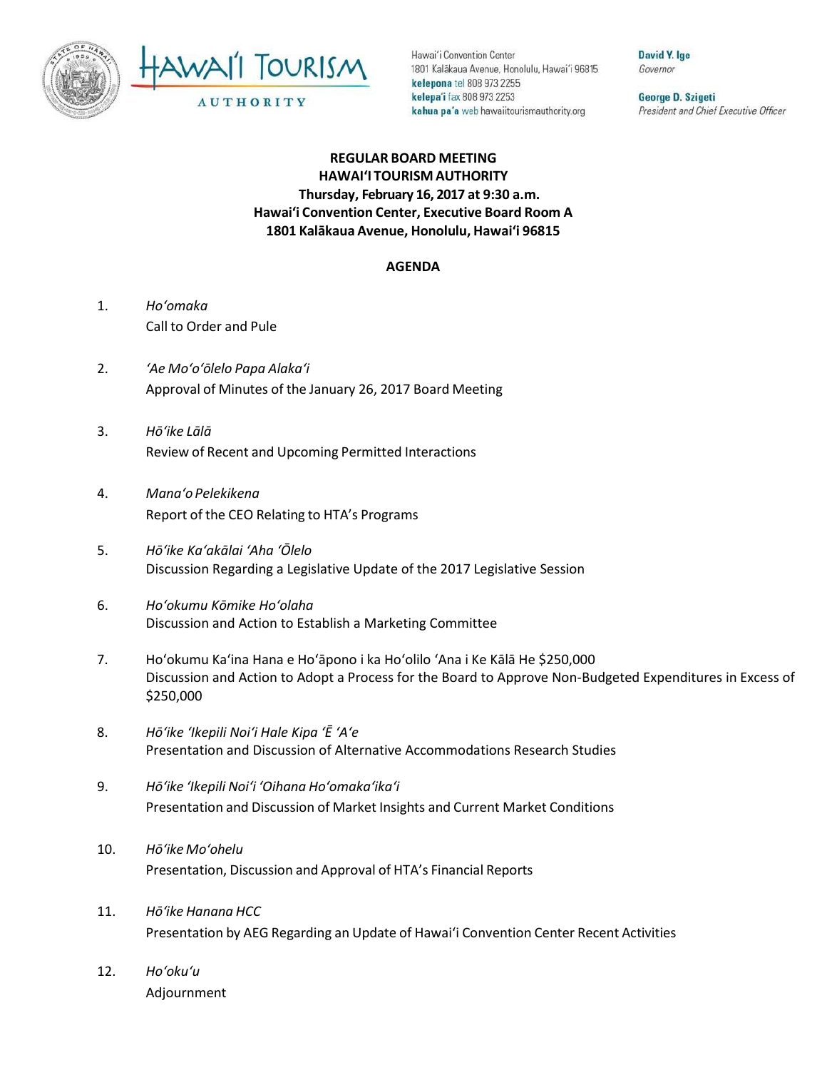Hawaiʻi Convention Center
1801 Kalākaua Avenue, Honolulu, Hawaiʻi 96815
**kelepona** tel 808 973 2255
**kelepaʻi** fax 808 973 2253
**kahua paʻa** web hawaiitourismauthority.org

**David Y. Ige**
*Governor*

**George D. Szigeti**
*President and Chief Executive Officer*

**REGULAR BOARD MEETING**
**HAWAIʻI TOURISM AUTHORITY**
**Thursday, February 16, 2017 at 9:30 a.m.**
**Hawaiʻi Convention Center, Executive Board Room A**
**1801 Kalākaua Avenue, Honolulu, Hawaiʻi 96815**

**AGENDA**

1. *Hoʻomaka*
   Call to Order and Pule

2. *ʻAe Moʻoʻōlelo Papa Alakaʻi*
   Approval of Minutes of the January 26, 2017 Board Meeting

3. *Hōʻike Lālā*
   Review of Recent and Upcoming Permitted Interactions

4. *Manaʻo Pelekikena*
   Report of the CEO Relating to HTA's Programs

5. *Hōʻike Kaʻakālai ʻAha ʻŌlelo*
   Discussion Regarding a Legislative Update of the 2017 Legislative Session

6. *Hoʻokumu Kōmike Hoʻolaha*
   Discussion and Action to Establish a Marketing Committee

7. Hoʻokumu Kaʻina Hana e Hoʻāpono i ka Hoʻolilo ʻAna i Ke Kālā He $250,000
   Discussion and Action to Adopt a Process for the Board to Approve Non-Budgeted Expenditures in Excess of $250,000

8. *Hōʻike ʻIkepili Noiʻi Hale Kipa ʻĒ ʻAʻe*
   Presentation and Discussion of Alternative Accommodations Research Studies

9. *Hōʻike ʻIkepili Noiʻi ʻOihana Hoʻomakaʻikaʻi*
   Presentation and Discussion of Market Insights and Current Market Conditions

10. *Hōʻike Moʻohelu*
    Presentation, Discussion and Approval of HTA's Financial Reports

11. *Hōʻike Hanana HCC*
    Presentation by AEG Regarding an Update of Hawaiʻi Convention Center Recent Activities

12. *Hoʻokuʻu*
    Adjournment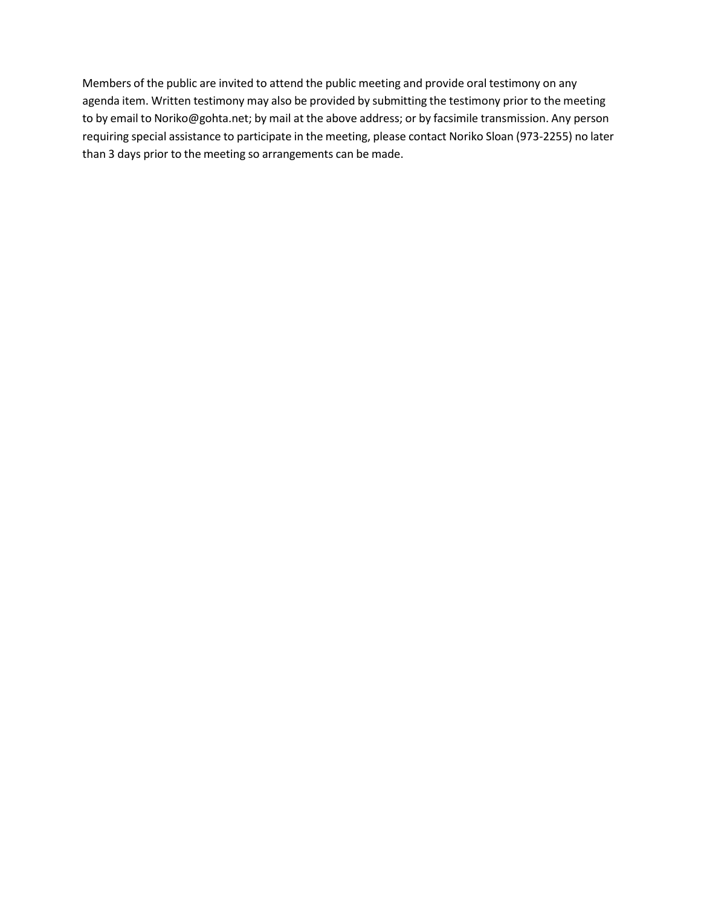Members of the public are invited to attend the public meeting and provide oral testimony on any agenda item. Written testimony may also be provided by submitting the testimony prior to the meeting to by email to Noriko@gohta.net; by mail at the above address; or by facsimile transmission. Any person requiring special assistance to participate in the meeting, please contact Noriko Sloan (973-2255) no later than 3 days prior to the meeting so arrangements can be made.